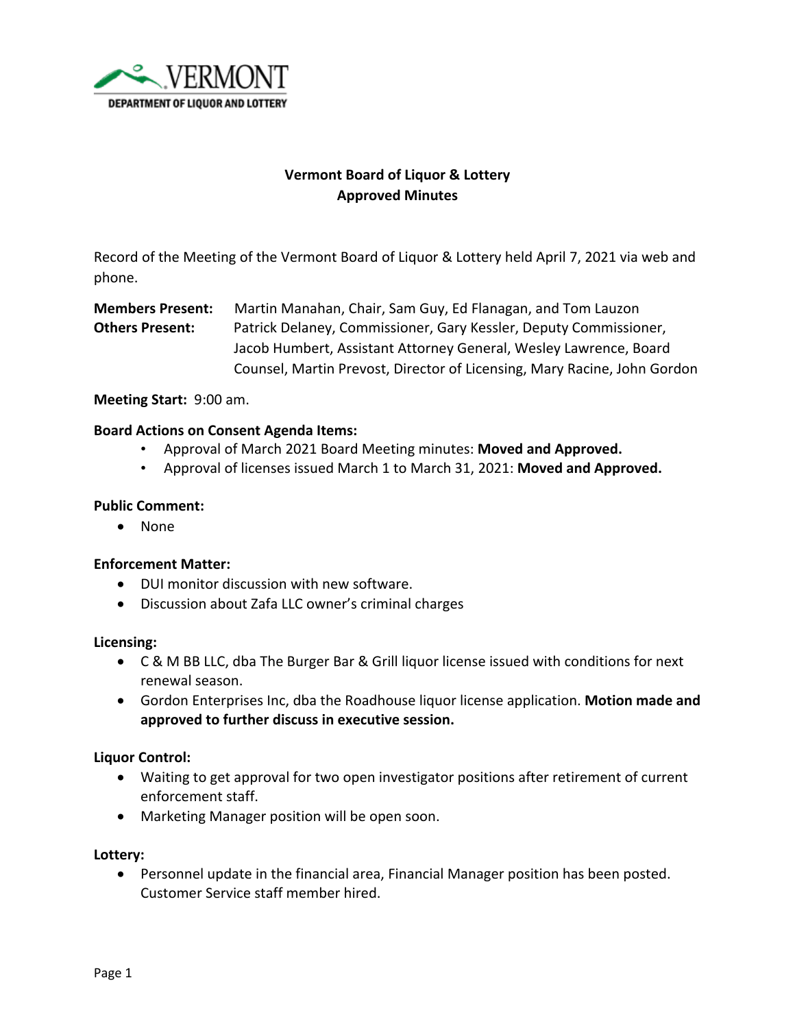VERMONT
DEPARTMENT OF LIQUOR AND LOTTERY

# Vermont Board of Liquor & Lottery
## Approved Minutes

Record of the Meeting of the Vermont Board of Liquor & Lottery held April 7, 2021 via web and phone.

**Members Present:** Martin Manahan, Chair, Sam Guy, Ed Flanagan, and Tom Lauzon

**Others Present:** Patrick Delaney, Commissioner, Gary Kessler, Deputy Commissioner, Jacob Humbert, Assistant Attorney General, Wesley Lawrence, Board Counsel, Martin Prevost, Director of Licensing, Mary Racine, John Gordon

**Meeting Start:** 9:00 am.

**Board Actions on Consent Agenda Items:**

- Approval of March 2021 Board Meeting minutes: **Moved and Approved.**
- Approval of licenses issued March 1 to March 31, 2021: **Moved and Approved.**

**Public Comment:**

- None

**Enforcement Matter:**

- DUI monitor discussion with new software.
- Discussion about Zafa LLC owner's criminal charges

**Licensing:**

- C & M BB LLC, dba The Burger Bar & Grill liquor license issued with conditions for next renewal season.
- Gordon Enterprises Inc, dba the Roadhouse liquor license application. **Motion made and approved to further discuss in executive session.**

**Liquor Control:**

- Waiting to get approval for two open investigator positions after retirement of current enforcement staff.
- Marketing Manager position will be open soon.

**Lottery:**

- Personnel update in the financial area, Financial Manager position has been posted. Customer Service staff member hired.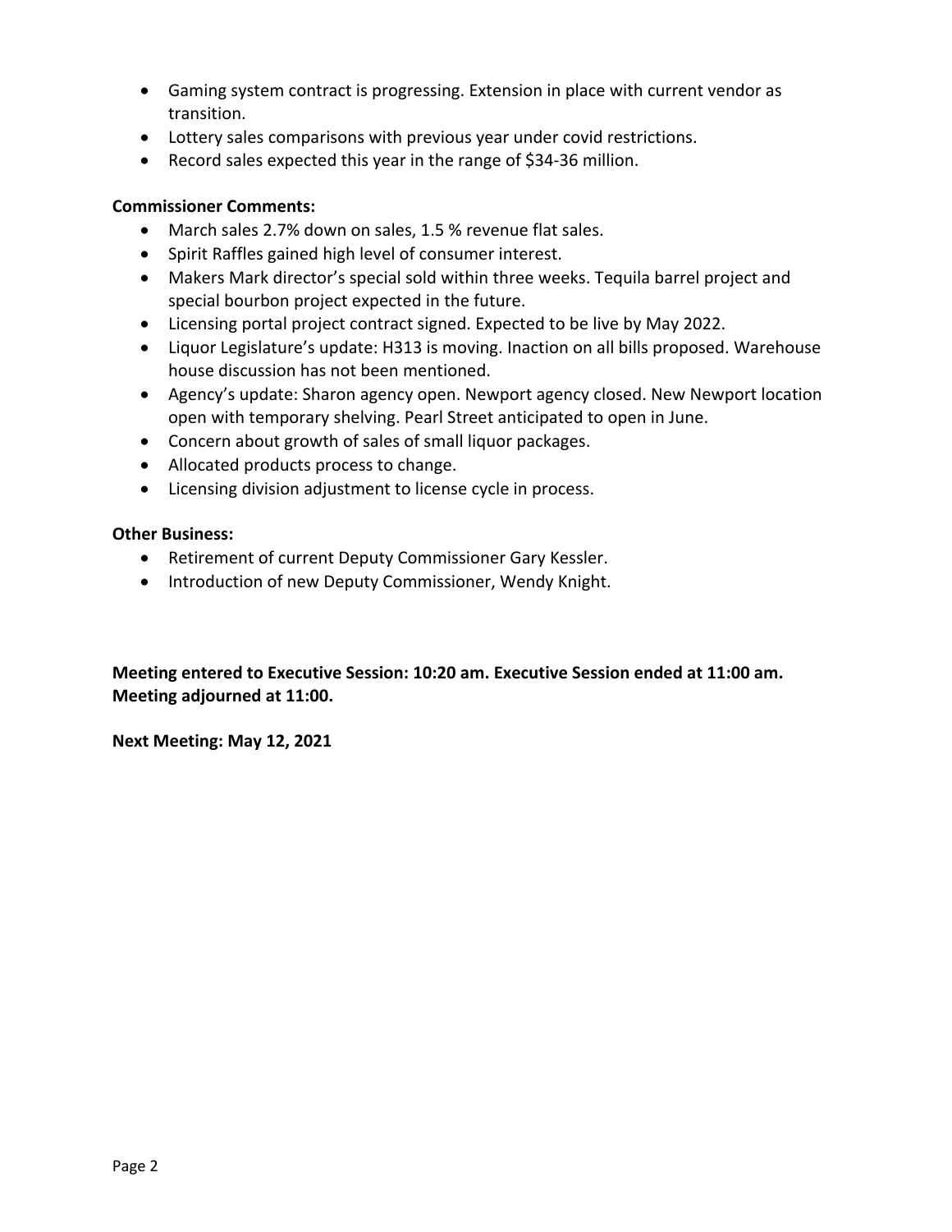- Gaming system contract is progressing. Extension in place with current vendor as transition.
- Lottery sales comparisons with previous year under covid restrictions.
- Record sales expected this year in the range of $34-36 million.

**Commissioner Comments:**

- March sales 2.7% down on sales, 1.5 % revenue flat sales.
- Spirit Raffles gained high level of consumer interest.
- Makers Mark director's special sold within three weeks. Tequila barrel project and special bourbon project expected in the future.
- Licensing portal project contract signed. Expected to be live by May 2022.
- Liquor Legislature's update: H313 is moving. Inaction on all bills proposed. Warehouse house discussion has not been mentioned.
- Agency's update: Sharon agency open. Newport agency closed. New Newport location open with temporary shelving. Pearl Street anticipated to open in June.
- Concern about growth of sales of small liquor packages.
- Allocated products process to change.
- Licensing division adjustment to license cycle in process.

**Other Business:**

- Retirement of current Deputy Commissioner Gary Kessler.
- Introduction of new Deputy Commissioner, Wendy Knight.

**Meeting entered to Executive Session: 10:20 am. Executive Session ended at 11:00 am. Meeting adjourned at 11:00.**

**Next Meeting: May 12, 2021**